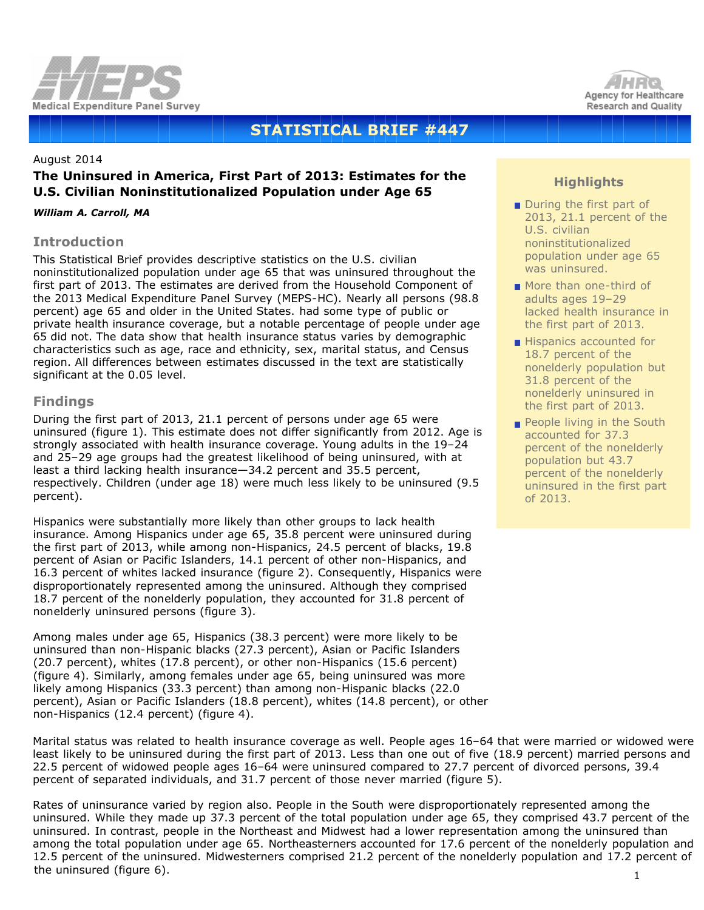MEPS Medical Expenditure Panel Survey

AHRQ Agency for Healthcare Research and Quality

# STATISTICAL BRIEF #447

August 2014

## The Uninsured in America, First Part of 2013: Estimates for the U.S. Civilian Noninstitutionalized Population under Age 65

***William A. Carroll, MA***

### Highlights

- During the first part of 2013, 21.1 percent of the U.S. civilian noninstitutionalized population under age 65 was uninsured.
- More than one-third of adults ages 19–29 lacked health insurance in the first part of 2013.
- Hispanics accounted for 18.7 percent of the nonelderly population but 31.8 percent of the nonelderly uninsured in the first part of 2013.
- People living in the South accounted for 37.3 percent of the nonelderly population but 43.7 percent of the nonelderly uninsured in the first part of 2013.

## Introduction

This Statistical Brief provides descriptive statistics on the U.S. civilian noninstitutionalized population under age 65 that was uninsured throughout the first part of 2013. The estimates are derived from the Household Component of the 2013 Medical Expenditure Panel Survey (MEPS-HC). Nearly all persons (98.8 percent) age 65 and older in the United States. had some type of public or private health insurance coverage, but a notable percentage of people under age 65 did not. The data show that health insurance status varies by demographic characteristics such as age, race and ethnicity, sex, marital status, and Census region. All differences between estimates discussed in the text are statistically significant at the 0.05 level.

## Findings

During the first part of 2013, 21.1 percent of persons under age 65 were uninsured (figure 1). This estimate does not differ significantly from 2012. Age is strongly associated with health insurance coverage. Young adults in the 19–24 and 25–29 age groups had the greatest likelihood of being uninsured, with at least a third lacking health insurance—34.2 percent and 35.5 percent, respectively. Children (under age 18) were much less likely to be uninsured (9.5 percent).

Hispanics were substantially more likely than other groups to lack health insurance. Among Hispanics under age 65, 35.8 percent were uninsured during the first part of 2013, while among non-Hispanics, 24.5 percent of blacks, 19.8 percent of Asian or Pacific Islanders, 14.1 percent of other non-Hispanics, and 16.3 percent of whites lacked insurance (figure 2). Consequently, Hispanics were disproportionately represented among the uninsured. Although they comprised 18.7 percent of the nonelderly population, they accounted for 31.8 percent of nonelderly uninsured persons (figure 3).

Among males under age 65, Hispanics (38.3 percent) were more likely to be uninsured than non-Hispanic blacks (27.3 percent), Asian or Pacific Islanders (20.7 percent), whites (17.8 percent), or other non-Hispanics (15.6 percent) (figure 4). Similarly, among females under age 65, being uninsured was more likely among Hispanics (33.3 percent) than among non-Hispanic blacks (22.0 percent), Asian or Pacific Islanders (18.8 percent), whites (14.8 percent), or other non-Hispanics (12.4 percent) (figure 4).

Marital status was related to health insurance coverage as well. People ages 16–64 that were married or widowed were least likely to be uninsured during the first part of 2013. Less than one out of five (18.9 percent) married persons and 22.5 percent of widowed people ages 16–64 were uninsured compared to 27.7 percent of divorced persons, 39.4 percent of separated individuals, and 31.7 percent of those never married (figure 5).

Rates of uninsurance varied by region also. People in the South were disproportionately represented among the uninsured. While they made up 37.3 percent of the total population under age 65, they comprised 43.7 percent of the uninsured. In contrast, people in the Northeast and Midwest had a lower representation among the uninsured than among the total population under age 65. Northeasterners accounted for 17.6 percent of the nonelderly population and 12.5 percent of the uninsured. Midwesterners comprised 21.2 percent of the nonelderly population and 17.2 percent of the uninsured (figure 6).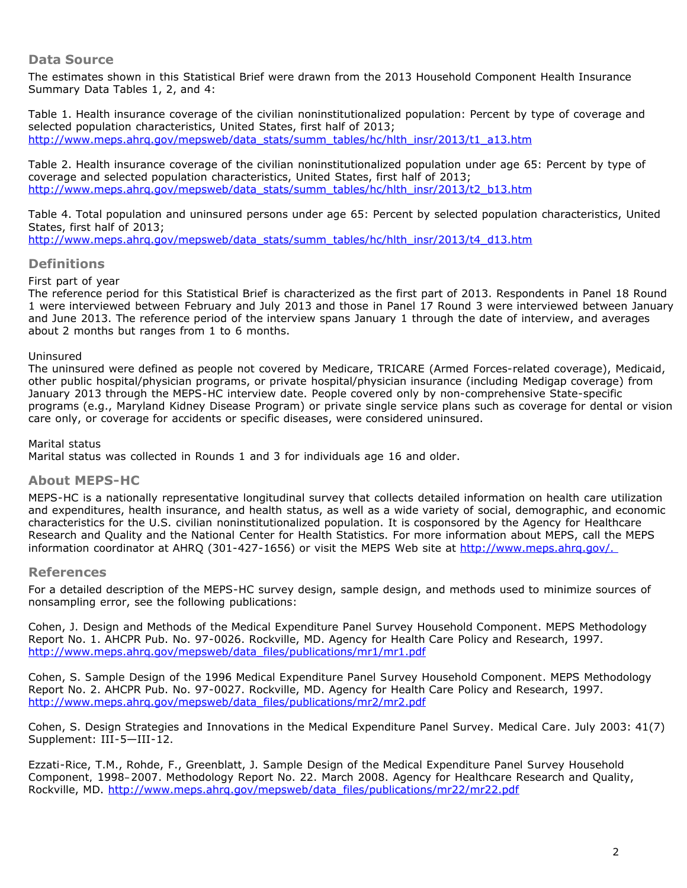## Data Source

The estimates shown in this Statistical Brief were drawn from the 2013 Household Component Health Insurance Summary Data Tables 1, 2, and 4:

Table 1. Health insurance coverage of the civilian noninstitutionalized population: Percent by type of coverage and selected population characteristics, United States, first half of 2013; http://www.meps.ahrq.gov/mepsweb/data_stats/summ_tables/hc/hlth_insr/2013/t1_a13.htm

Table 2. Health insurance coverage of the civilian noninstitutionalized population under age 65: Percent by type of coverage and selected population characteristics, United States, first half of 2013; http://www.meps.ahrq.gov/mepsweb/data_stats/summ_tables/hc/hlth_insr/2013/t2_b13.htm

Table 4. Total population and uninsured persons under age 65: Percent by selected population characteristics, United States, first half of 2013; http://www.meps.ahrq.gov/mepsweb/data_stats/summ_tables/hc/hlth_insr/2013/t4_d13.htm

## Definitions

First part of year
The reference period for this Statistical Brief is characterized as the first part of 2013. Respondents in Panel 18 Round 1 were interviewed between February and July 2013 and those in Panel 17 Round 3 were interviewed between January and June 2013. The reference period of the interview spans January 1 through the date of interview, and averages about 2 months but ranges from 1 to 6 months.

Uninsured
The uninsured were defined as people not covered by Medicare, TRICARE (Armed Forces-related coverage), Medicaid, other public hospital/physician programs, or private hospital/physician insurance (including Medigap coverage) from January 2013 through the MEPS-HC interview date. People covered only by non-comprehensive State-specific programs (e.g., Maryland Kidney Disease Program) or private single service plans such as coverage for dental or vision care only, or coverage for accidents or specific diseases, were considered uninsured.

Marital status
Marital status was collected in Rounds 1 and 3 for individuals age 16 and older.

## About MEPS-HC

MEPS-HC is a nationally representative longitudinal survey that collects detailed information on health care utilization and expenditures, health insurance, and health status, as well as a wide variety of social, demographic, and economic characteristics for the U.S. civilian noninstitutionalized population. It is cosponsored by the Agency for Healthcare Research and Quality and the National Center for Health Statistics. For more information about MEPS, call the MEPS information coordinator at AHRQ (301-427-1656) or visit the MEPS Web site at http://www.meps.ahrq.gov/.

## References

For a detailed description of the MEPS-HC survey design, sample design, and methods used to minimize sources of nonsampling error, see the following publications:

Cohen, J. Design and Methods of the Medical Expenditure Panel Survey Household Component. MEPS Methodology Report No. 1. AHCPR Pub. No. 97-0026. Rockville, MD. Agency for Health Care Policy and Research, 1997. http://www.meps.ahrq.gov/mepsweb/data_files/publications/mr1/mr1.pdf

Cohen, S. Sample Design of the 1996 Medical Expenditure Panel Survey Household Component. MEPS Methodology Report No. 2. AHCPR Pub. No. 97-0027. Rockville, MD. Agency for Health Care Policy and Research, 1997. http://www.meps.ahrq.gov/mepsweb/data_files/publications/mr2/mr2.pdf

Cohen, S. Design Strategies and Innovations in the Medical Expenditure Panel Survey. *Medical Care*. July 2003: 41(7) Supplement: III-5—III-12.

Ezzati-Rice, T.M., Rohde, F., Greenblatt, J. Sample Design of the Medical Expenditure Panel Survey Household Component, 1998–2007. Methodology Report No. 22. March 2008. Agency for Healthcare Research and Quality, Rockville, MD. http://www.meps.ahrq.gov/mepsweb/data_files/publications/mr22/mr22.pdf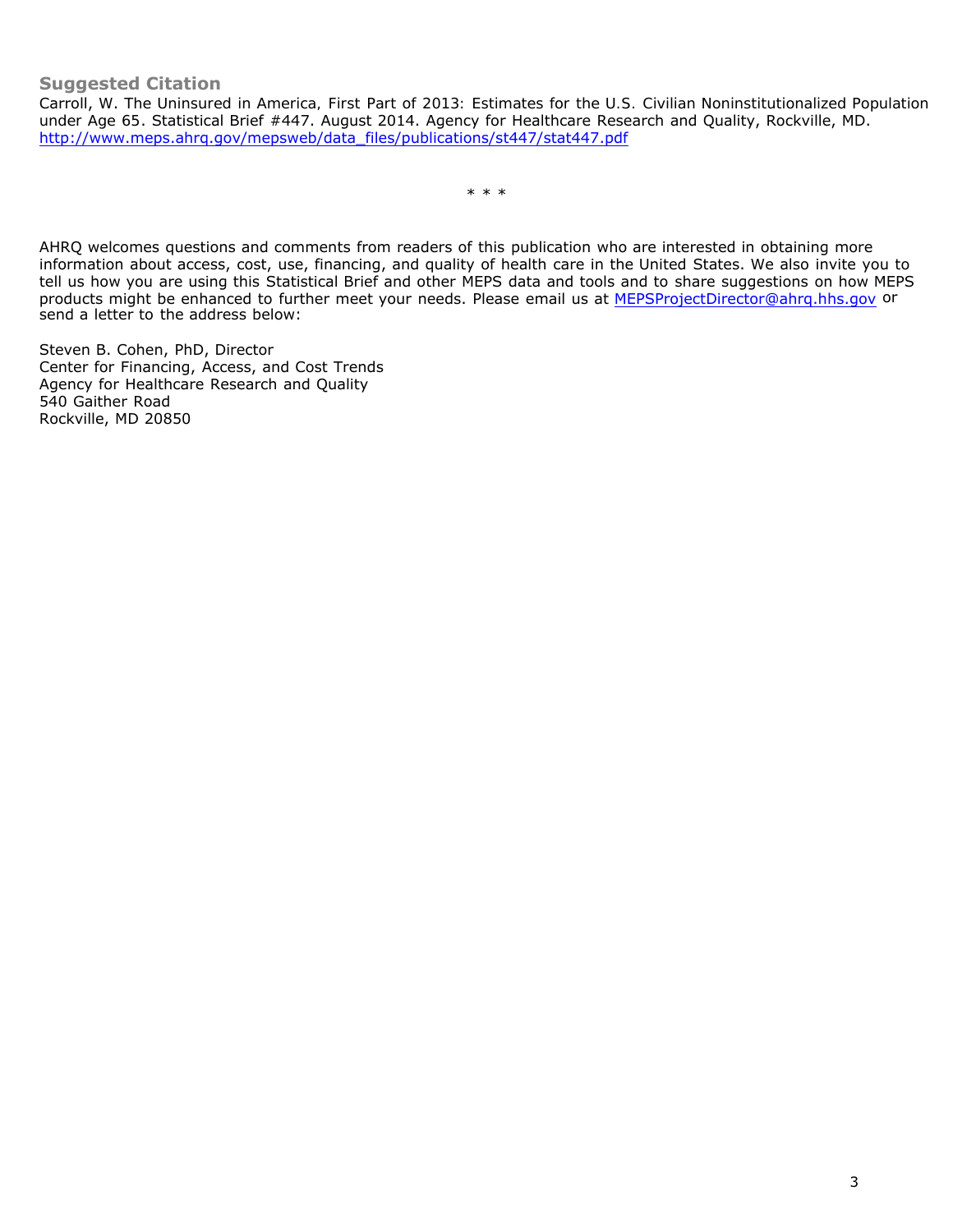## Suggested Citation

Carroll, W. The Uninsured in America, First Part of 2013: Estimates for the U.S. Civilian Noninstitutionalized Population under Age 65. Statistical Brief #447. August 2014. Agency for Healthcare Research and Quality, Rockville, MD. [http://www.meps.ahrq.gov/mepsweb/data_files/publications/st447/stat447.pdf](http://www.meps.ahrq.gov/mepsweb/data_files/publications/st447/stat447.pdf)

\* \* \*

AHRQ welcomes questions and comments from readers of this publication who are interested in obtaining more information about access, cost, use, financing, and quality of health care in the United States. We also invite you to tell us how you are using this Statistical Brief and other MEPS data and tools and to share suggestions on how MEPS products might be enhanced to further meet your needs. Please email us at [MEPSProjectDirector@ahrq.hhs.gov](mailto:MEPSProjectDirector@ahrq.hhs.gov) or send a letter to the address below:

Steven B. Cohen, PhD, Director
Center for Financing, Access, and Cost Trends
Agency for Healthcare Research and Quality
540 Gaither Road
Rockville, MD 20850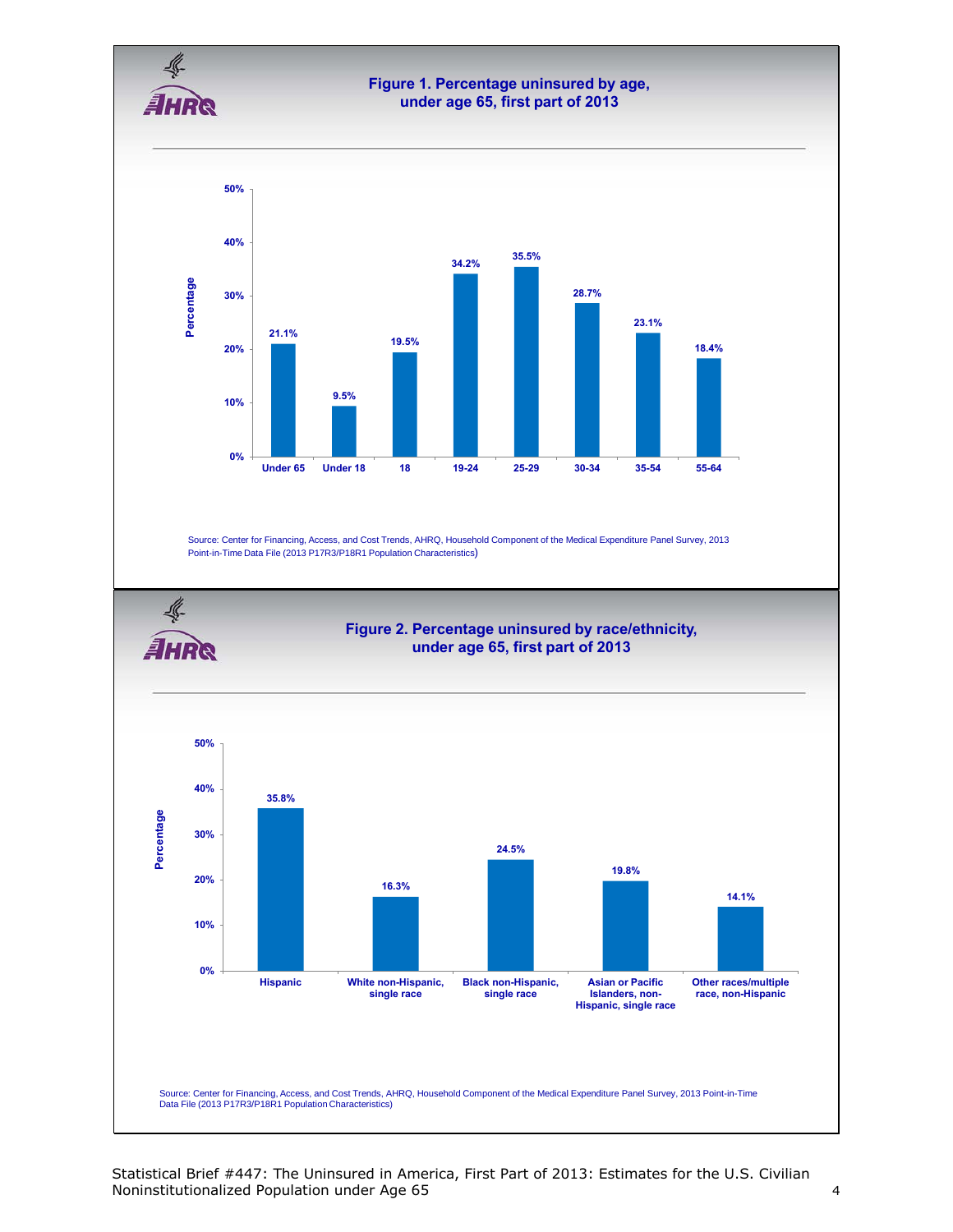## Figure 1. Percentage uninsured by age, under age 65, first part of 2013

| Age | Percentage |
|---|---|
| Under 65 | 21.1% |
| Under 18 | 9.5% |
| 18 | 19.5% |
| 19-24 | 34.2% |
| 25-29 | 35.5% |
| 30-34 | 28.7% |
| 35-54 | 23.1% |
| 55-64 | 18.4% |

Source: Center for Financing, Access, and Cost Trends, AHRQ, Household Component of the Medical Expenditure Panel Survey, 2013 Point-in-Time Data File (2013 P17R3/P18R1 Population Characteristics)

## Figure 2. Percentage uninsured by race/ethnicity, under age 65, first part of 2013

| Race/ethnicity | Percentage |
|---|---|
| Hispanic | 35.8% |
| White non-Hispanic, single race | 16.3% |
| Black non-Hispanic, single race | 24.5% |
| Asian or Pacific Islanders, non-Hispanic, single race | 19.8% |
| Other races/multiple race, non-Hispanic | 14.1% |

Source: Center for Financing, Access, and Cost Trends, AHRQ, Household Component of the Medical Expenditure Panel Survey, 2013 Point-in-Time Data File (2013 P17R3/P18R1 Population Characteristics)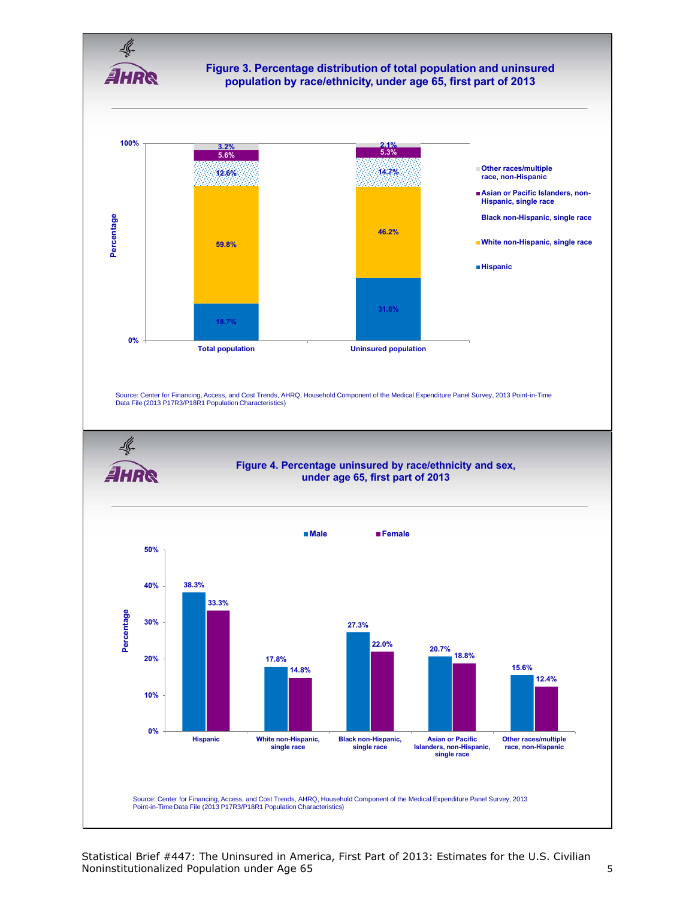## Figure 3. Percentage distribution of total population and uninsured population by race/ethnicity, under age 65, first part of 2013

| Race/ethnicity | Total population | Uninsured population |
|---|---|---|
| Hispanic | 18.7% | 31.8% |
| White non-Hispanic, single race | 59.8% | 46.2% |
| Black non-Hispanic, single race | 12.6% | 14.7% |
| Asian or Pacific Islanders, non-Hispanic, single race | 5.6% | 5.3% |
| Other races/multiple race, non-Hispanic | 3.2% | 2.1% |

Source: Center for Financing, Access, and Cost Trends, AHRQ, Household Component of the Medical Expenditure Panel Survey, 2013 Point-in-Time Data File (2013 P17R3/P18R1 Population Characteristics)

## Figure 4. Percentage uninsured by race/ethnicity and sex, under age 65, first part of 2013

| Race/ethnicity | Male | Female |
|---|---|---|
| Hispanic | 38.3% | 33.3% |
| White non-Hispanic, single race | 17.8% | 14.8% |
| Black non-Hispanic, single race | 27.3% | 22.0% |
| Asian or Pacific Islanders, non-Hispanic, single race | 20.7% | 18.8% |
| Other races/multiple race, non-Hispanic | 15.6% | 12.4% |

Source: Center for Financing, Access, and Cost Trends, AHRQ, Household Component of the Medical Expenditure Panel Survey, 2013 Point-in-Time Data File (2013 P17R3/P18R1 Population Characteristics)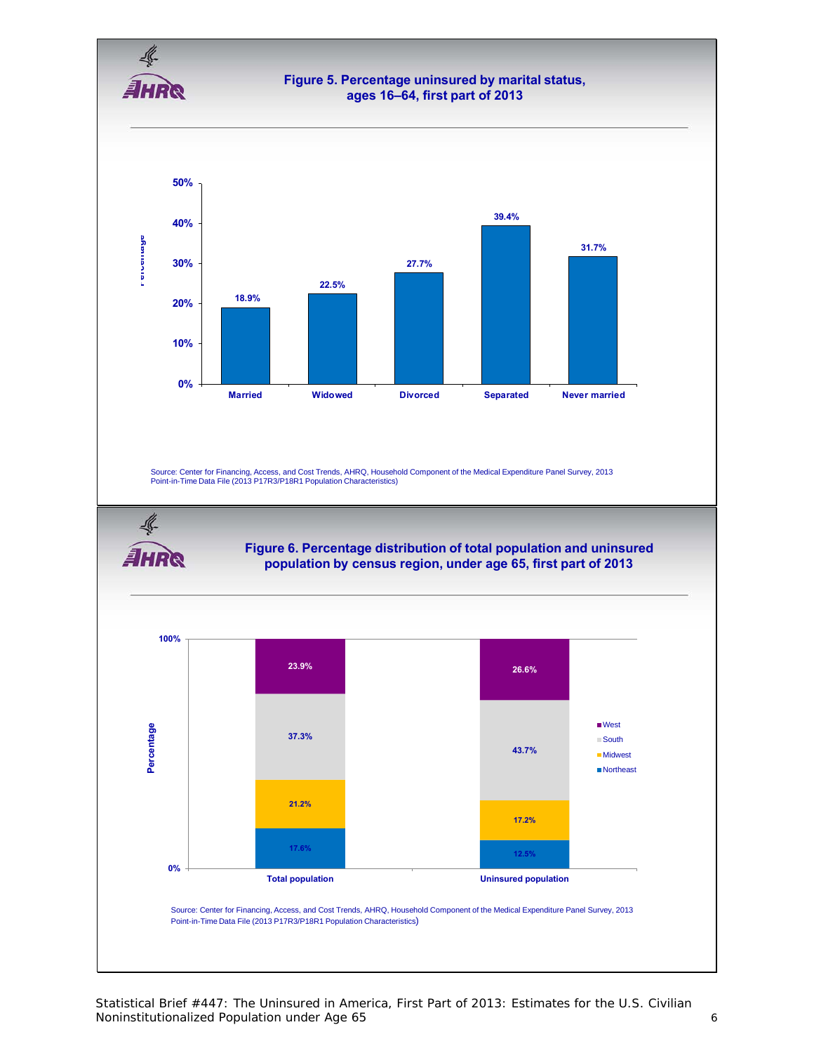**Figure 5. Percentage uninsured by marital status, ages 16–64, first part of 2013**

Percentage

50%
40%
30%
20%
10%
0%

18.9%
22.5%
27.7%
39.4%
31.7%

Married
Widowed
Divorced
Separated
Never married

Source: Center for Financing, Access, and Cost Trends, AHRQ, Household Component of the Medical Expenditure Panel Survey, 2013 Point-in-Time Data File (2013 P17R3/P18R1 Population Characteristics)

**Figure 6. Percentage distribution of total population and uninsured population by census region, under age 65, first part of 2013**

Percentage

100%
0%

Total population: 23.9%, 37.3%, 21.2%, 17.6%

Uninsured population: 26.6%, 43.7%, 17.2%, 12.5%

West
South
Midwest
Northeast

Source: Center for Financing, Access, and Cost Trends, AHRQ, Household Component of the Medical Expenditure Panel Survey, 2013 Point-in-Time Data File (2013 P17R3/P18R1 Population Characteristics)